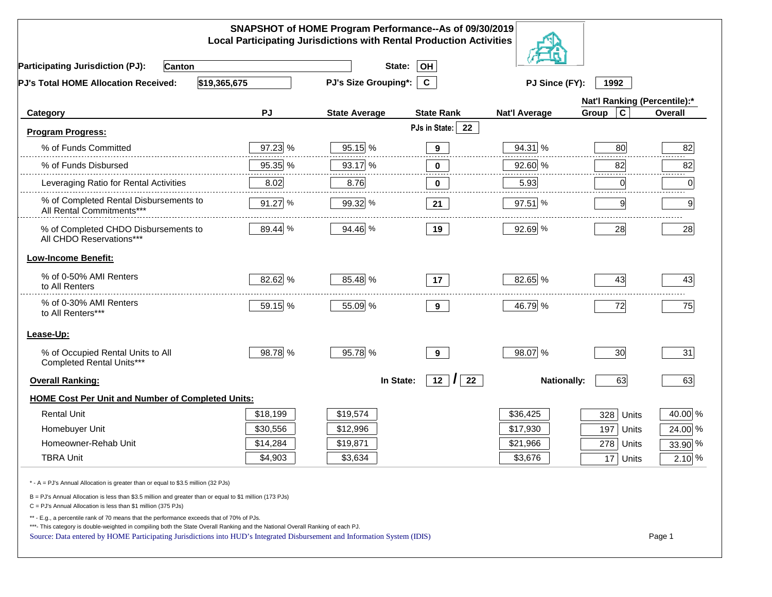# SNAPSHOT of HOME Program Performance--As of 09/30/2019
## Local Participating Jurisdictions with Rental Production Activities

**Participating Jurisdiction (PJ):** Canton **State:** OH

**PJ's Total HOME Allocation Received:** $19,365,675 **PJ's Size Grouping*:** C **PJ Since (FY):** 1992

| Category | PJ | State Average | State Rank | Nat'l Average | Nat'l Ranking (Percentile):* Group C | Overall |
|---|---|---|---|---|---|---|
| **Program Progress:** | | | PJs in State: 22 | | | |
| % of Funds Committed | 97.23 % | 95.15 % | 9 | 94.31 % | 80 | 82 |
| % of Funds Disbursed | 95.35 % | 93.17 % | 0 | 92.60 % | 82 | 82 |
| Leveraging Ratio for Rental Activities | 8.02 | 8.76 | 0 | 5.93 | 0 | 0 |
| % of Completed Rental Disbursements to All Rental Commitments*** | 91.27 % | 99.32 % | 21 | 97.51 % | 9 | 9 |
| % of Completed CHDO Disbursements to All CHDO Reservations*** | 89.44 % | 94.46 % | 19 | 92.69 % | 28 | 28 |
| **Low-Income Benefit:** | | | | | | |
| % of 0-50% AMI Renters to All Renters | 82.62 % | 85.48 % | 17 | 82.65 % | 43 | 43 |
| % of 0-30% AMI Renters to All Renters*** | 59.15 % | 55.09 % | 9 | 46.79 % | 72 | 75 |
| **Lease-Up:** | | | | | | |
| % of Occupied Rental Units to All Completed Rental Units*** | 98.78 % | 95.78 % | 9 | 98.07 % | 30 | 31 |
| **Overall Ranking:** | | In State: | 12 / 22 | Nationally: | 63 | 63 |
| **HOME Cost Per Unit and Number of Completed Units:** | | | | | | |
| Rental Unit | $18,199 | $19,574 | | $36,425 | 328 Units | 40.00 % |
| Homebuyer Unit | $30,556 | $12,996 | | $17,930 | 197 Units | 24.00 % |
| Homeowner-Rehab Unit | $14,284 | $19,871 | | $21,966 | 278 Units | 33.90 % |
| TBRA Unit | $4,903 | $3,634 | | $3,676 | 17 Units | 2.10 % |

* - A = PJ's Annual Allocation is greater than or equal to $3.5 million (32 PJs)

B = PJ's Annual Allocation is less than $3.5 million and greater than or equal to $1 million (173 PJs)

C = PJ's Annual Allocation is less than $1 million (375 PJs)

** - E.g., a percentile rank of 70 means that the performance exceeds that of 70% of PJs.

***- This category is double-weighted in compiling both the State Overall Ranking and the National Overall Ranking of each PJ.

Source: Data entered by HOME Participating Jurisdictions into HUD's Integrated Disbursement and Information System (IDIS)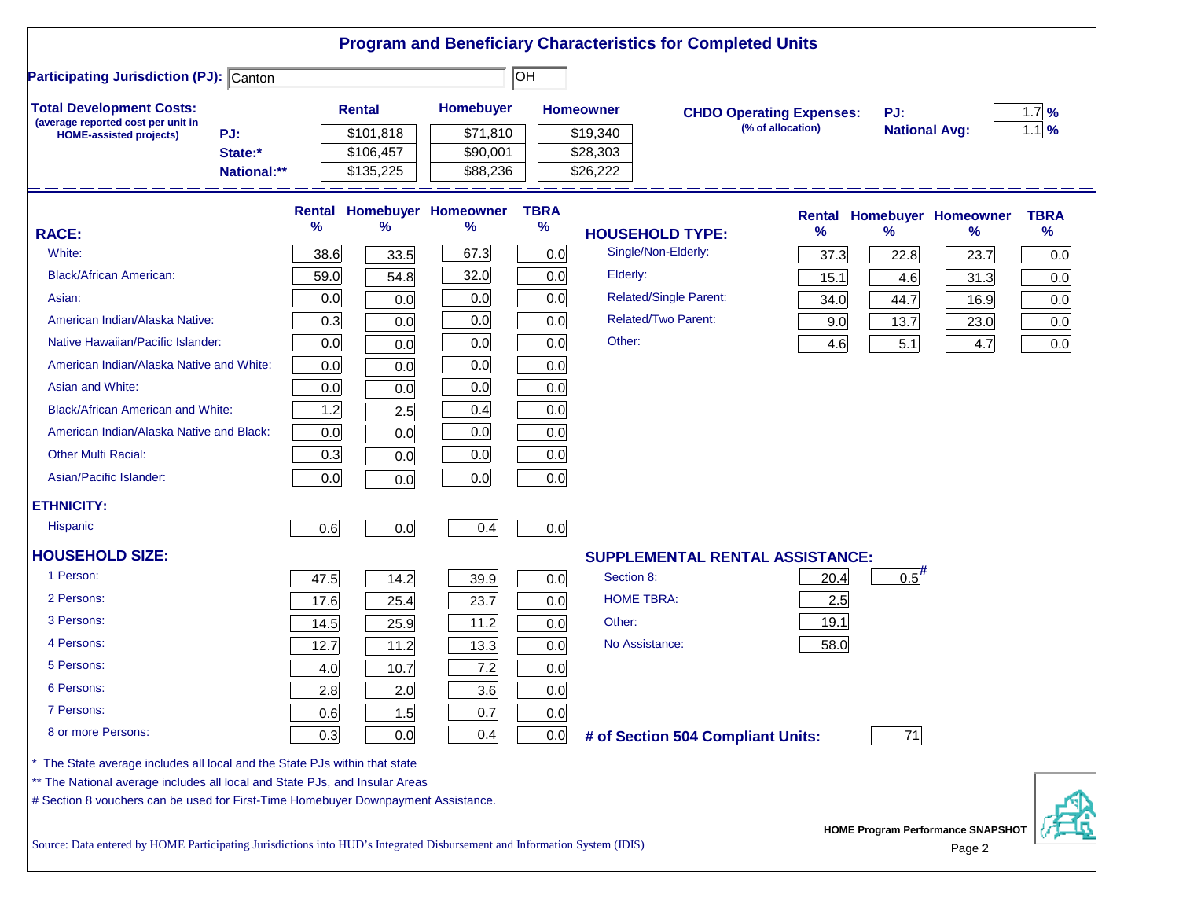# Program and Beneficiary Characteristics for Completed Units

**Participating Jurisdiction (PJ):** Canton OH

**Total Development Costs:** (average reported cost per unit in HOME-assisted projects)

| | Rental | Homebuyer | Homeowner |
|---|---|---|---|
| PJ: | $101,818 | $71,810 | $19,340 |
| State:* | $106,457 | $90,001 | $28,303 |
| National:** | $135,225 | $88,236 | $26,222 |

**CHDO Operating Expenses:** (% of allocation)

| | |
|---|---|
| PJ: | 1.7 % |
| National Avg: | 1.1 % |

| RACE: | Rental % | Homebuyer % | Homeowner % | TBRA % |
|---|---|---|---|---|
| White: | 38.6 | 33.5 | 67.3 | 0.0 |
| Black/African American: | 59.0 | 54.8 | 32.0 | 0.0 |
| Asian: | 0.0 | 0.0 | 0.0 | 0.0 |
| American Indian/Alaska Native: | 0.3 | 0.0 | 0.0 | 0.0 |
| Native Hawaiian/Pacific Islander: | 0.0 | 0.0 | 0.0 | 0.0 |
| American Indian/Alaska Native and White: | 0.0 | 0.0 | 0.0 | 0.0 |
| Asian and White: | 0.0 | 0.0 | 0.0 | 0.0 |
| Black/African American and White: | 1.2 | 2.5 | 0.4 | 0.0 |
| American Indian/Alaska Native and Black: | 0.0 | 0.0 | 0.0 | 0.0 |
| Other Multi Racial: | 0.3 | 0.0 | 0.0 | 0.0 |
| Asian/Pacific Islander: | 0.0 | 0.0 | 0.0 | 0.0 |
| **ETHNICITY:** | | | | |
| Hispanic | 0.6 | 0.0 | 0.4 | 0.0 |
| **HOUSEHOLD SIZE:** | | | | |
| 1 Person: | 47.5 | 14.2 | 39.9 | 0.0 |
| 2 Persons: | 17.6 | 25.4 | 23.7 | 0.0 |
| 3 Persons: | 14.5 | 25.9 | 11.2 | 0.0 |
| 4 Persons: | 12.7 | 11.2 | 13.3 | 0.0 |
| 5 Persons: | 4.0 | 10.7 | 7.2 | 0.0 |
| 6 Persons: | 2.8 | 2.0 | 3.6 | 0.0 |
| 7 Persons: | 0.6 | 1.5 | 0.7 | 0.0 |
| 8 or more Persons: | 0.3 | 0.0 | 0.4 | 0.0 |

| HOUSEHOLD TYPE: | Rental % | Homebuyer % | Homeowner % | TBRA % |
|---|---|---|---|---|
| Single/Non-Elderly: | 37.3 | 22.8 | 23.7 | 0.0 |
| Elderly: | 15.1 | 4.6 | 31.3 | 0.0 |
| Related/Single Parent: | 34.0 | 44.7 | 16.9 | 0.0 |
| Related/Two Parent: | 9.0 | 13.7 | 23.0 | 0.0 |
| Other: | 4.6 | 5.1 | 4.7 | 0.0 |

| SUPPLEMENTAL RENTAL ASSISTANCE: | Rental | Homebuyer |
|---|---|---|
| Section 8: | 20.4 | 0.5# |
| HOME TBRA: | 2.5 | |
| Other: | 19.1 | |
| No Assistance: | 58.0 | |

**# of Section 504 Compliant Units:** 71

\* The State average includes all local and the State PJs within that state

\*\* The National average includes all local and State PJs, and Insular Areas

\# Section 8 vouchers can be used for First-Time Homebuyer Downpayment Assistance.

Source: Data entered by HOME Participating Jurisdictions into HUD's Integrated Disbursement and Information System (IDIS)

HOME Program Performance SNAPSHOT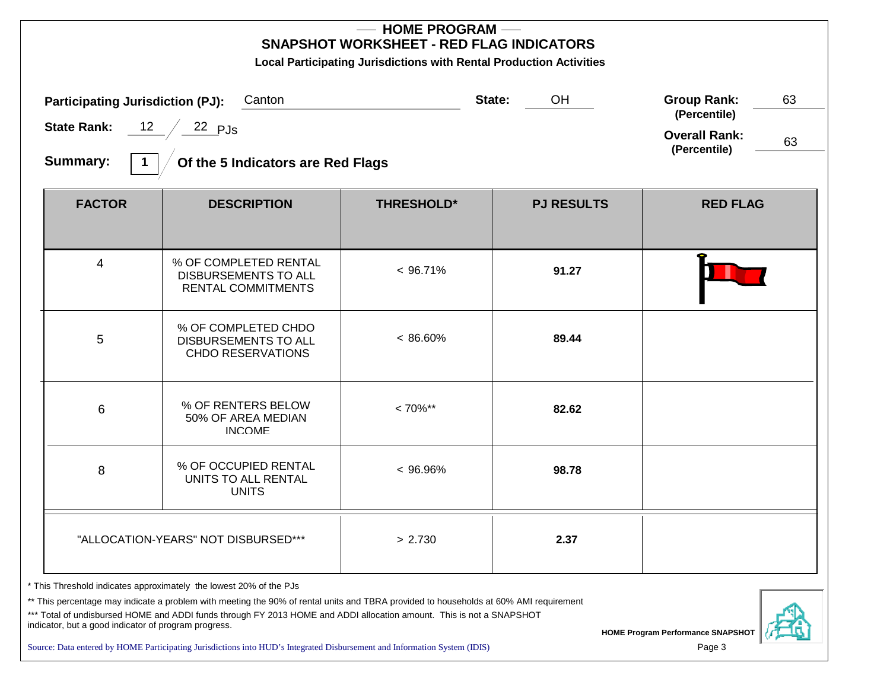# HOME PROGRAM

## SNAPSHOT WORKSHEET - RED FLAG INDICATORS

**Local Participating Jurisdictions with Rental Production Activities**

**Participating Jurisdiction (PJ):** Canton **State:** OH **Group Rank:** 63 **(Percentile)**

**State Rank:** 12 / 22 PJs **Overall Rank:** 63 **(Percentile)**

**Summary:** 1 / **Of the 5 Indicators are Red Flags**

| FACTOR | DESCRIPTION | THRESHOLD* | PJ RESULTS | RED FLAG |
|---|---|---|---|---|
| 4 | % OF COMPLETED RENTAL DISBURSEMENTS TO ALL RENTAL COMMITMENTS | < 96.71% | **91.27** | RED FLAG |
| 5 | % OF COMPLETED CHDO DISBURSEMENTS TO ALL CHDO RESERVATIONS | < 86.60% | **89.44** | |
| 6 | % OF RENTERS BELOW 50% OF AREA MEDIAN INCOME | < 70%** | **82.62** | |
| 8 | % OF OCCUPIED RENTAL UNITS TO ALL RENTAL UNITS | < 96.96% | **98.78** | |
| "ALLOCATION-YEARS" NOT DISBURSED*** | | > 2.730 | **2.37** | |

* This Threshold indicates approximately the lowest 20% of the PJs

** This percentage may indicate a problem with meeting the 90% of rental units and TBRA provided to households at 60% AMI requirement

*** Total of undisbursed HOME and ADDI funds through FY 2013 HOME and ADDI allocation amount. This is not a SNAPSHOT indicator, but a good indicator of program progress.

Source: Data entered by HOME Participating Jurisdictions into HUD's Integrated Disbursement and Information System (IDIS)